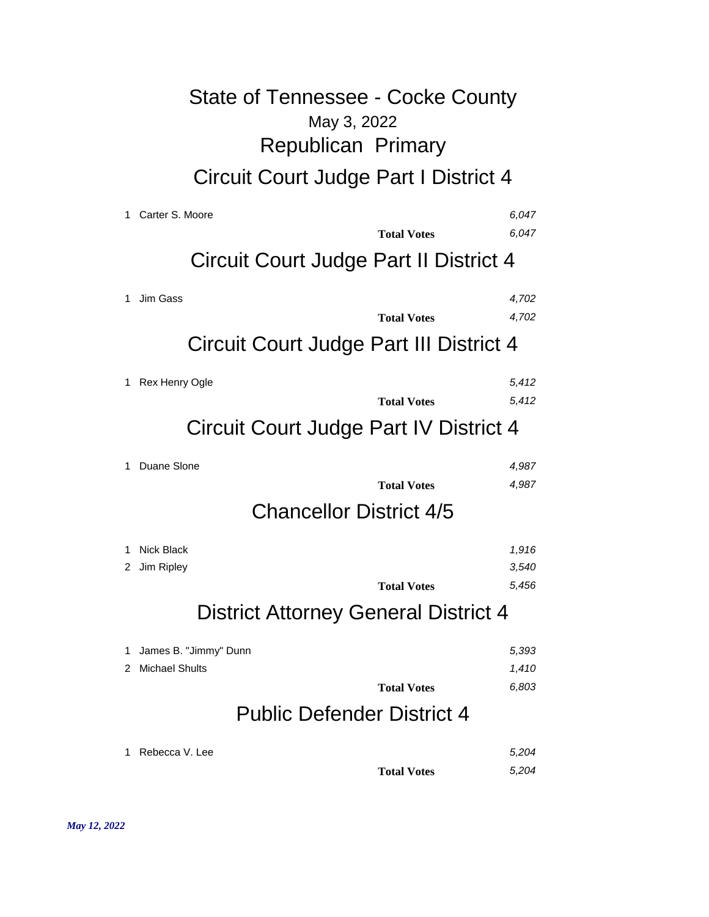# State of Tennessee - Cocke County

May 3, 2022

## Republican Primary

## Circuit Court Judge Part I District 4

| | Candidate | Votes |
|---|---|---|
| 1 | Carter S. Moore | *6,047* |
| | **Total Votes** | *6,047* |

## Circuit Court Judge Part II District 4

| | Candidate | Votes |
|---|---|---|
| 1 | Jim Gass | *4,702* |
| | **Total Votes** | *4,702* |

## Circuit Court Judge Part III District 4

| | Candidate | Votes |
|---|---|---|
| 1 | Rex Henry Ogle | *5,412* |
| | **Total Votes** | *5,412* |

## Circuit Court Judge Part IV District 4

| | Candidate | Votes |
|---|---|---|
| 1 | Duane Slone | *4,987* |
| | **Total Votes** | *4,987* |

## Chancellor District 4/5

| | Candidate | Votes |
|---|---|---|
| 1 | Nick Black | *1,916* |
| 2 | Jim Ripley | *3,540* |
| | **Total Votes** | *5,456* |

## District Attorney General District 4

| | Candidate | Votes |
|---|---|---|
| 1 | James B. "Jimmy" Dunn | *5,393* |
| 2 | Michael Shults | *1,410* |
| | **Total Votes** | *6,803* |

## Public Defender District 4

| | Candidate | Votes |
|---|---|---|
| 1 | Rebecca V. Lee | *5,204* |
| | **Total Votes** | *5,204* |

***May 12, 2022***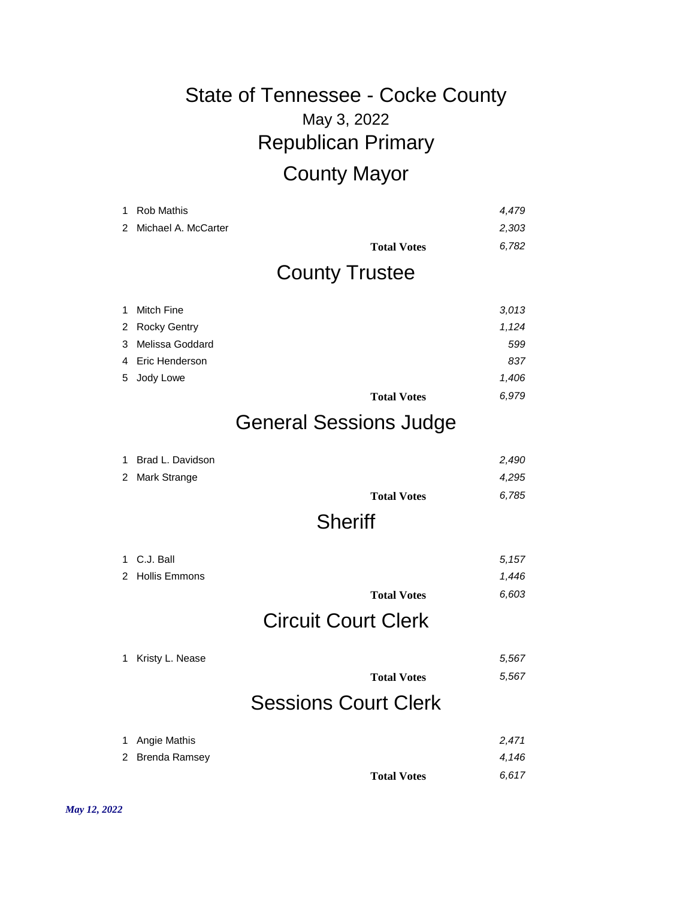# State of Tennessee - Cocke County

May 3, 2022

## Republican Primary

## County Mayor

| | Candidate | Votes |
|---|---|---|
| 1 | Rob Mathis | *4,479* |
| 2 | Michael A. McCarter | *2,303* |
| | **Total Votes** | *6,782* |

## County Trustee

| | Candidate | Votes |
|---|---|---|
| 1 | Mitch Fine | *3,013* |
| 2 | Rocky Gentry | *1,124* |
| 3 | Melissa Goddard | *599* |
| 4 | Eric Henderson | *837* |
| 5 | Jody Lowe | *1,406* |
| | **Total Votes** | *6,979* |

## General Sessions Judge

| | Candidate | Votes |
|---|---|---|
| 1 | Brad L. Davidson | *2,490* |
| 2 | Mark Strange | *4,295* |
| | **Total Votes** | *6,785* |

## Sheriff

| | Candidate | Votes |
|---|---|---|
| 1 | C.J. Ball | *5,157* |
| 2 | Hollis Emmons | *1,446* |
| | **Total Votes** | *6,603* |

## Circuit Court Clerk

| | Candidate | Votes |
|---|---|---|
| 1 | Kristy L. Nease | *5,567* |
| | **Total Votes** | *5,567* |

## Sessions Court Clerk

| | Candidate | Votes |
|---|---|---|
| 1 | Angie Mathis | *2,471* |
| 2 | Brenda Ramsey | *4,146* |
| | **Total Votes** | *6,617* |

***May 12, 2022***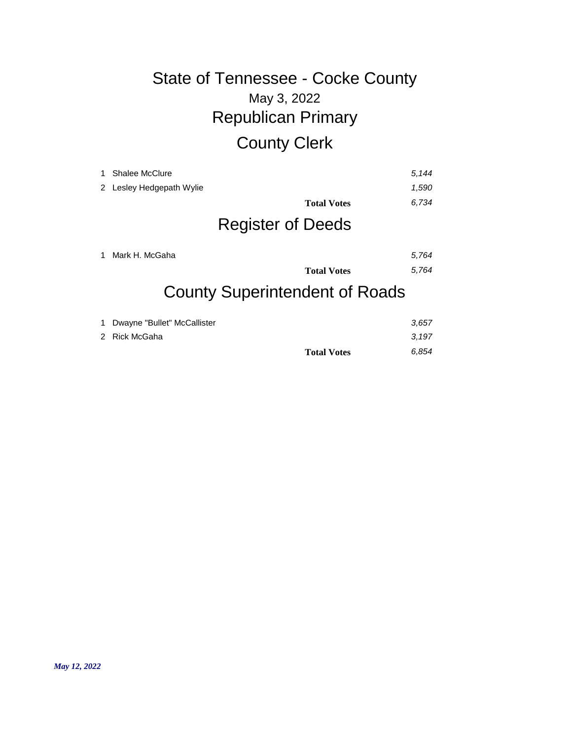# State of Tennessee - Cocke County

May 3, 2022

## Republican Primary

## County Clerk

| # | Candidate | | Votes |
|---|---|---|---|
| 1 | Shalee McClure | | *5,144* |
| 2 | Lesley Hedgepath Wylie | | *1,590* |
| | | **Total Votes** | *6,734* |

## Register of Deeds

| # | Candidate | | Votes |
|---|---|---|---|
| 1 | Mark H. McGaha | | *5,764* |
| | | **Total Votes** | *5,764* |

## County Superintendent of Roads

| # | Candidate | | Votes |
|---|---|---|---|
| 1 | Dwayne "Bullet" McCallister | | *3,657* |
| 2 | Rick McGaha | | *3,197* |
| | | **Total Votes** | *6,854* |

***May 12, 2022***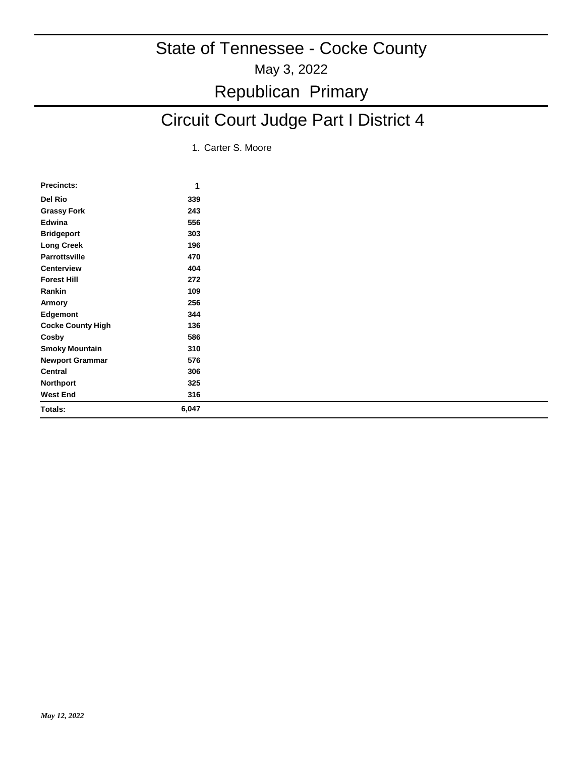# State of Tennessee - Cocke County

May 3, 2022

## Republican Primary

## Circuit Court Judge Part I District 4

1. Carter S. Moore

| Precincts: | 1 |
|---|---|
| Del Rio | 339 |
| Grassy Fork | 243 |
| Edwina | 556 |
| Bridgeport | 303 |
| Long Creek | 196 |
| Parrottsville | 470 |
| Centerview | 404 |
| Forest Hill | 272 |
| Rankin | 109 |
| Armory | 256 |
| Edgemont | 344 |
| Cocke County High | 136 |
| Cosby | 586 |
| Smoky Mountain | 310 |
| Newport Grammar | 576 |
| Central | 306 |
| Northport | 325 |
| West End | 316 |
| Totals: | 6,047 |

*May 12, 2022*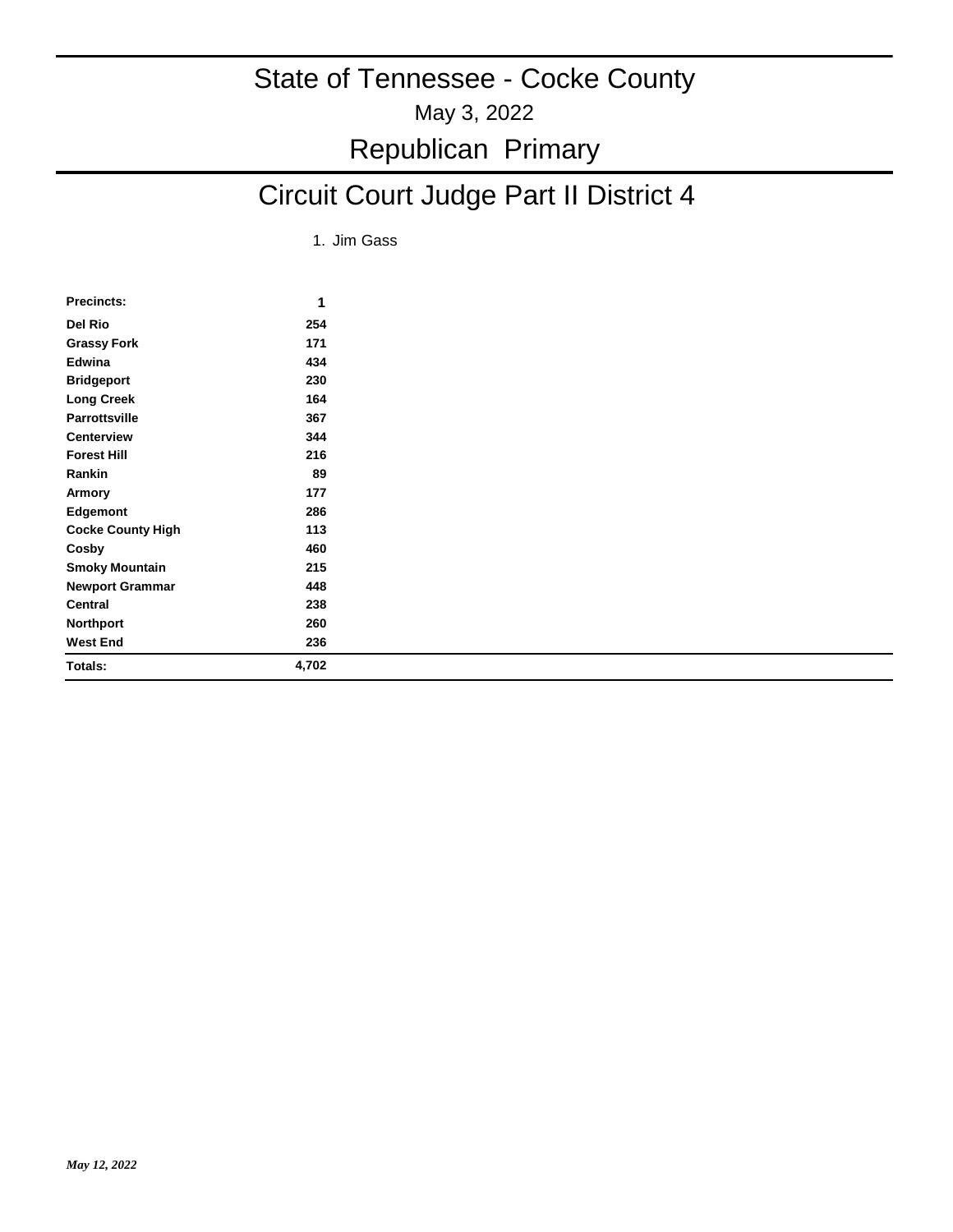# State of Tennessee - Cocke County

May 3, 2022

# Republican Primary

## Circuit Court Judge Part II District 4

1. Jim Gass

| Precincts: | 1 |
|---|---|
| Del Rio | 254 |
| Grassy Fork | 171 |
| Edwina | 434 |
| Bridgeport | 230 |
| Long Creek | 164 |
| Parrottsville | 367 |
| Centerview | 344 |
| Forest Hill | 216 |
| Rankin | 89 |
| Armory | 177 |
| Edgemont | 286 |
| Cocke County High | 113 |
| Cosby | 460 |
| Smoky Mountain | 215 |
| Newport Grammar | 448 |
| Central | 238 |
| Northport | 260 |
| West End | 236 |
| **Totals:** | **4,702** |

*May 12, 2022*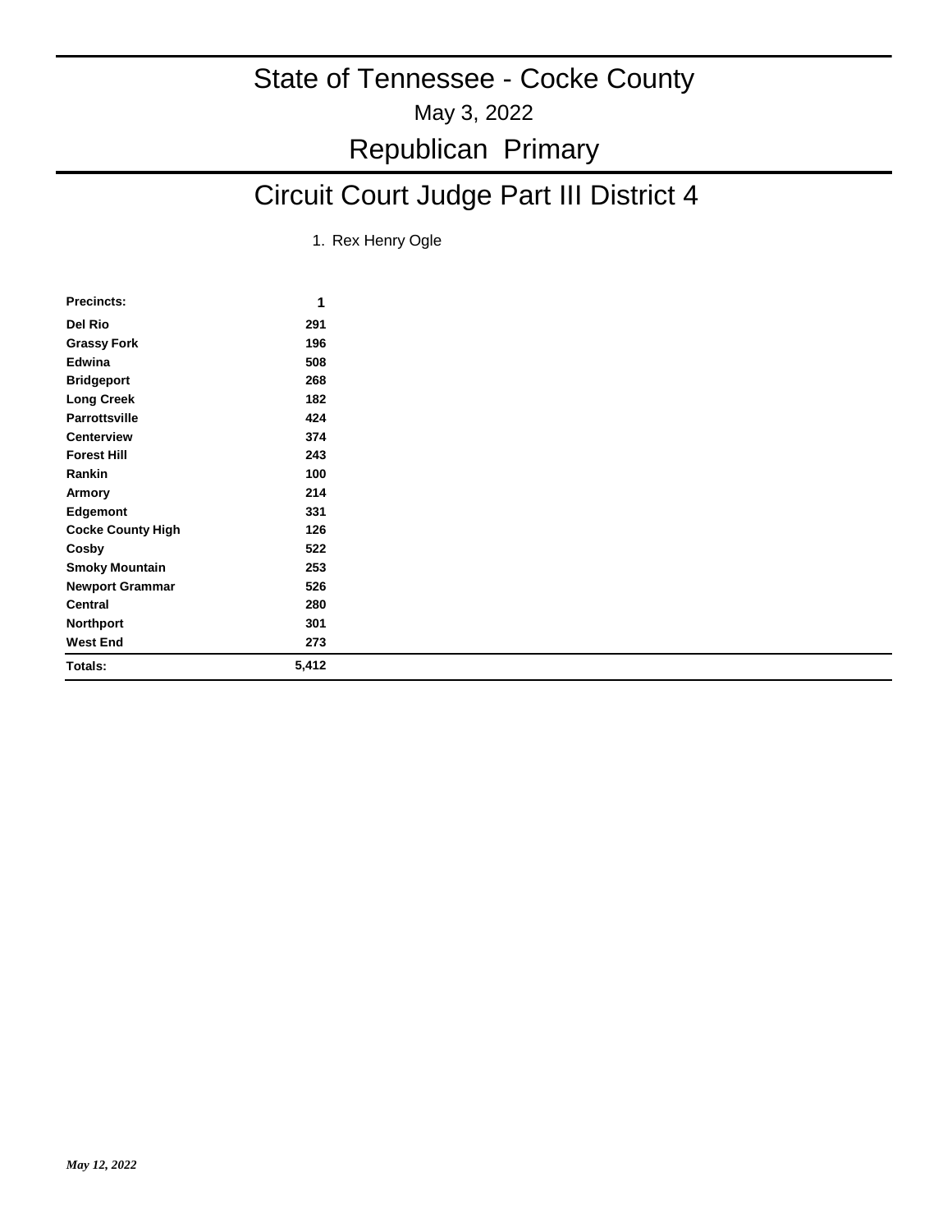# State of Tennessee - Cocke County

May 3, 2022

## Republican Primary

## Circuit Court Judge Part III District 4

1. Rex Henry Ogle

| Precincts: | 1 |
|---|---|
| Del Rio | 291 |
| Grassy Fork | 196 |
| Edwina | 508 |
| Bridgeport | 268 |
| Long Creek | 182 |
| Parrottsville | 424 |
| Centerview | 374 |
| Forest Hill | 243 |
| Rankin | 100 |
| Armory | 214 |
| Edgemont | 331 |
| Cocke County High | 126 |
| Cosby | 522 |
| Smoky Mountain | 253 |
| Newport Grammar | 526 |
| Central | 280 |
| Northport | 301 |
| West End | 273 |
| **Totals:** | **5,412** |

*May 12, 2022*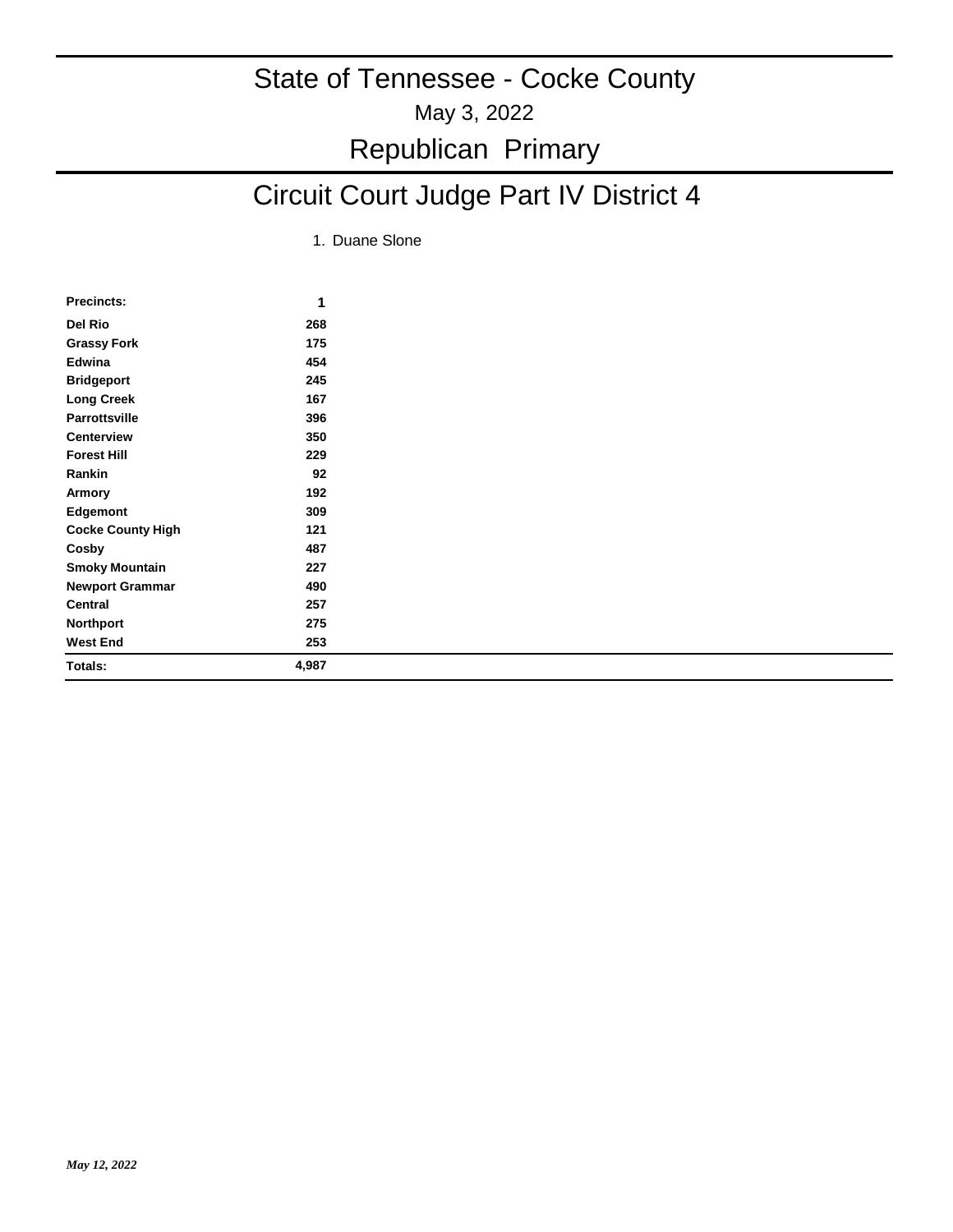# State of Tennessee - Cocke County

May 3, 2022

## Republican Primary

## Circuit Court Judge Part IV District 4

1. Duane Slone

| Precincts: | 1 |
|---|---|
| Del Rio | 268 |
| Grassy Fork | 175 |
| Edwina | 454 |
| Bridgeport | 245 |
| Long Creek | 167 |
| Parrottsville | 396 |
| Centerview | 350 |
| Forest Hill | 229 |
| Rankin | 92 |
| Armory | 192 |
| Edgemont | 309 |
| Cocke County High | 121 |
| Cosby | 487 |
| Smoky Mountain | 227 |
| Newport Grammar | 490 |
| Central | 257 |
| Northport | 275 |
| West End | 253 |
| Totals: | 4,987 |

*May 12, 2022*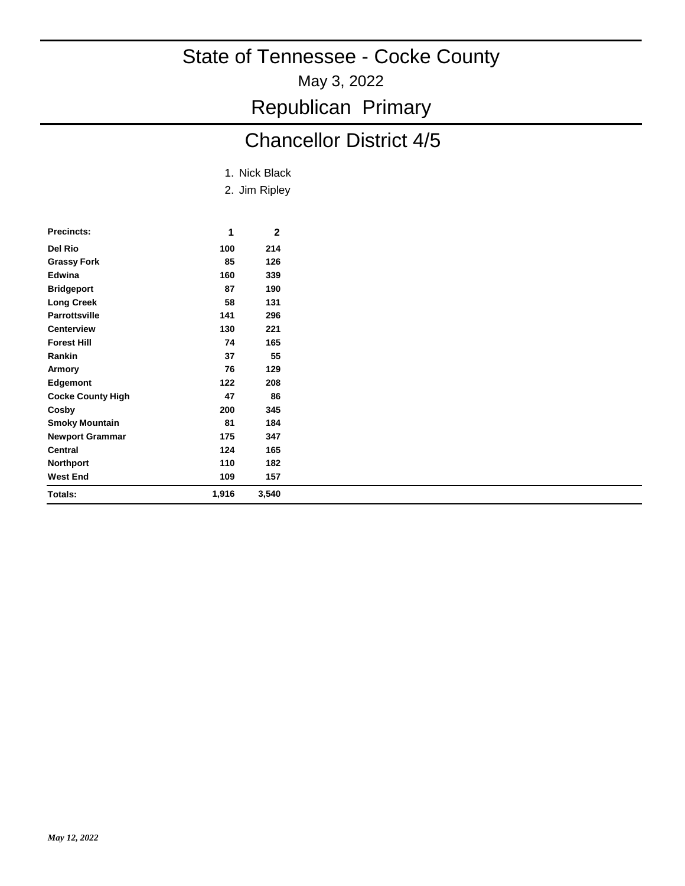# State of Tennessee - Cocke County

May 3, 2022

## Republican Primary

## Chancellor District 4/5

1. Nick Black
2. Jim Ripley

| Precincts: | 1 | 2 |
|---|---|---|
| Del Rio | 100 | 214 |
| Grassy Fork | 85 | 126 |
| Edwina | 160 | 339 |
| Bridgeport | 87 | 190 |
| Long Creek | 58 | 131 |
| Parrottsville | 141 | 296 |
| Centerview | 130 | 221 |
| Forest Hill | 74 | 165 |
| Rankin | 37 | 55 |
| Armory | 76 | 129 |
| Edgemont | 122 | 208 |
| Cocke County High | 47 | 86 |
| Cosby | 200 | 345 |
| Smoky Mountain | 81 | 184 |
| Newport Grammar | 175 | 347 |
| Central | 124 | 165 |
| Northport | 110 | 182 |
| West End | 109 | 157 |
| Totals: | 1,916 | 3,540 |

*May 12, 2022*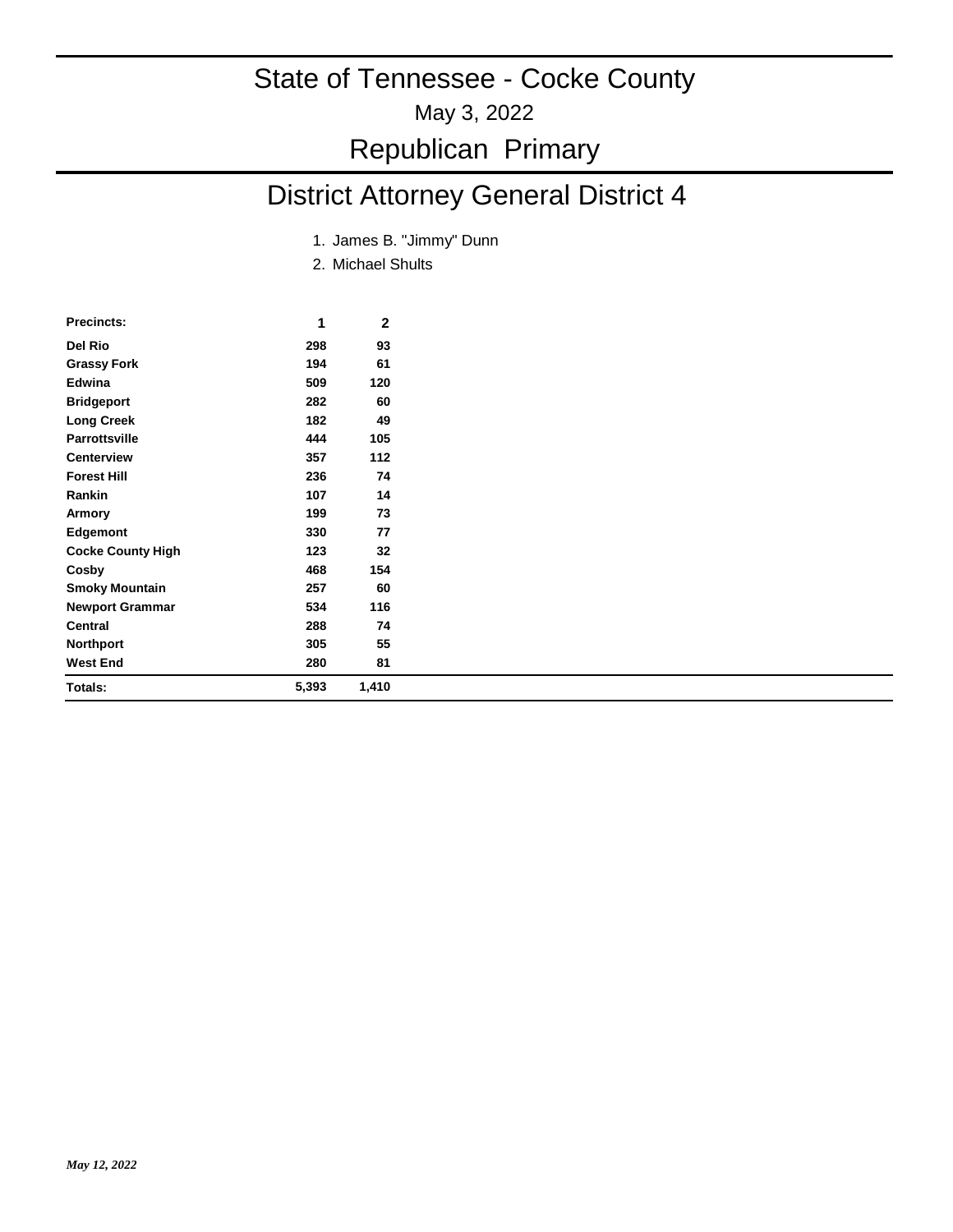# State of Tennessee - Cocke County

May 3, 2022

## Republican Primary

## District Attorney General District 4

1. James B. "Jimmy" Dunn
2. Michael Shults

| Precincts: | 1 | 2 |
|---|---|---|
| Del Rio | 298 | 93 |
| Grassy Fork | 194 | 61 |
| Edwina | 509 | 120 |
| Bridgeport | 282 | 60 |
| Long Creek | 182 | 49 |
| Parrottsville | 444 | 105 |
| Centerview | 357 | 112 |
| Forest Hill | 236 | 74 |
| Rankin | 107 | 14 |
| Armory | 199 | 73 |
| Edgemont | 330 | 77 |
| Cocke County High | 123 | 32 |
| Cosby | 468 | 154 |
| Smoky Mountain | 257 | 60 |
| Newport Grammar | 534 | 116 |
| Central | 288 | 74 |
| Northport | 305 | 55 |
| West End | 280 | 81 |
| **Totals:** | **5,393** | **1,410** |

*May 12, 2022*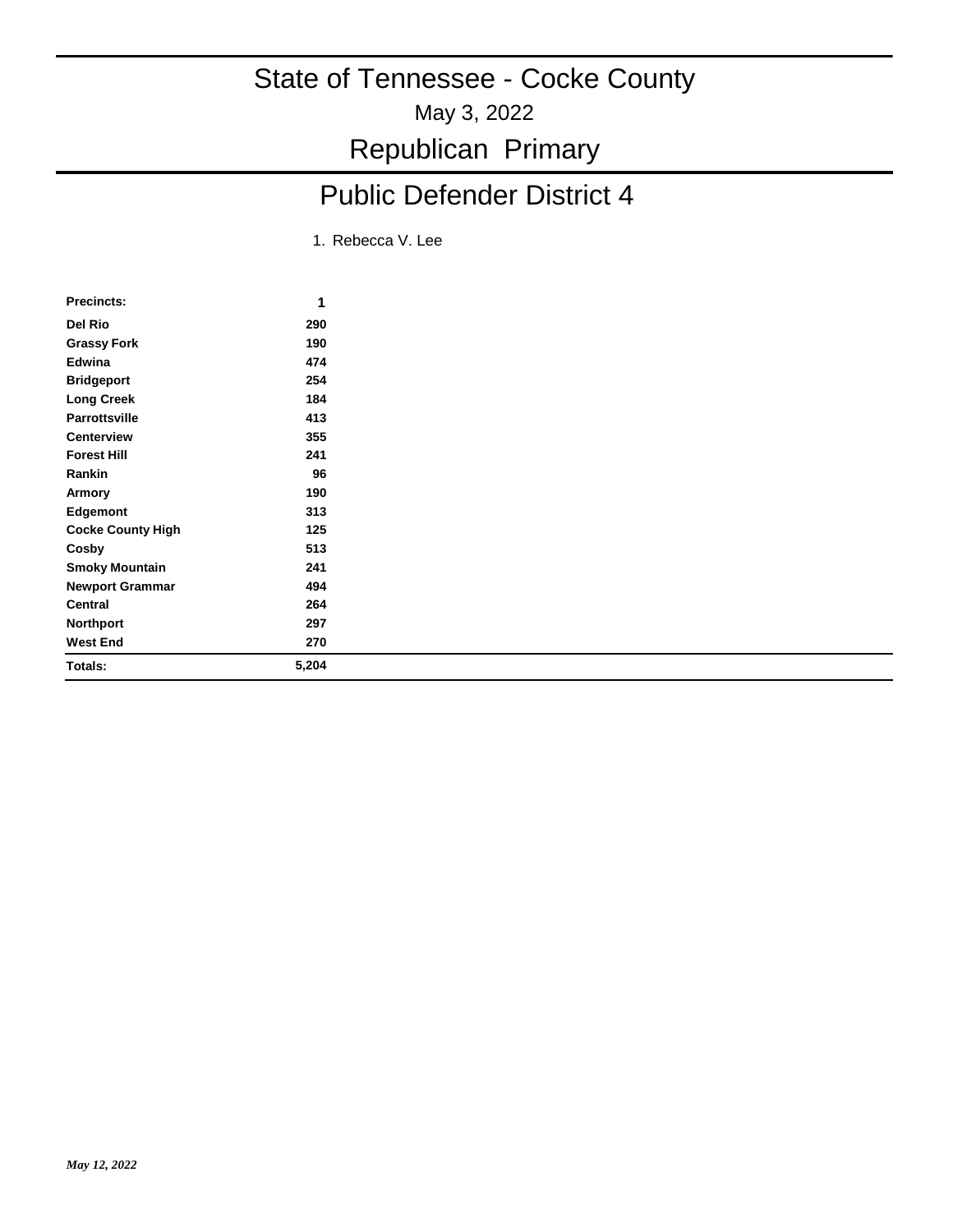# State of Tennessee - Cocke County

May 3, 2022

## Republican Primary

## Public Defender District 4

1. Rebecca V. Lee

| Precincts: | 1 |
|---|---|
| Del Rio | 290 |
| Grassy Fork | 190 |
| Edwina | 474 |
| Bridgeport | 254 |
| Long Creek | 184 |
| Parrottsville | 413 |
| Centerview | 355 |
| Forest Hill | 241 |
| Rankin | 96 |
| Armory | 190 |
| Edgemont | 313 |
| Cocke County High | 125 |
| Cosby | 513 |
| Smoky Mountain | 241 |
| Newport Grammar | 494 |
| Central | 264 |
| Northport | 297 |
| West End | 270 |
| **Totals:** | **5,204** |

*May 12, 2022*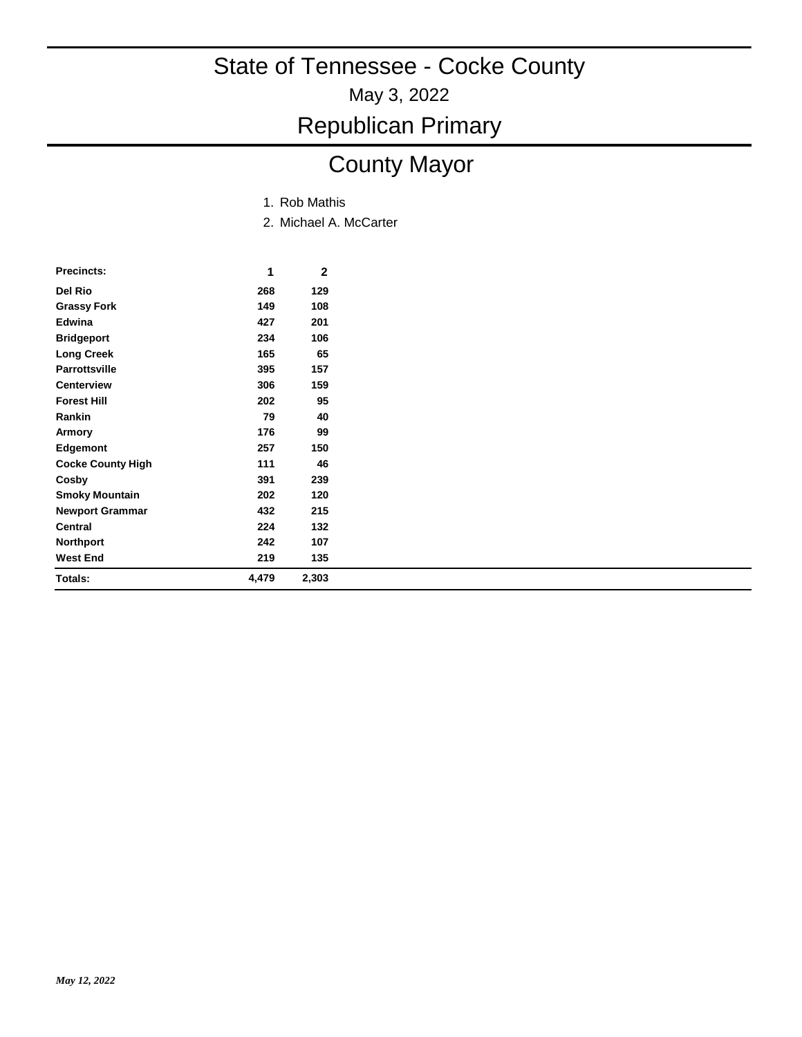# State of Tennessee - Cocke County

May 3, 2022

## Republican Primary

## County Mayor

1. Rob Mathis
2. Michael A. McCarter

| Precincts: | 1 | 2 |
|---|---|---|
| Del Rio | 268 | 129 |
| Grassy Fork | 149 | 108 |
| Edwina | 427 | 201 |
| Bridgeport | 234 | 106 |
| Long Creek | 165 | 65 |
| Parrottsville | 395 | 157 |
| Centerview | 306 | 159 |
| Forest Hill | 202 | 95 |
| Rankin | 79 | 40 |
| Armory | 176 | 99 |
| Edgemont | 257 | 150 |
| Cocke County High | 111 | 46 |
| Cosby | 391 | 239 |
| Smoky Mountain | 202 | 120 |
| Newport Grammar | 432 | 215 |
| Central | 224 | 132 |
| Northport | 242 | 107 |
| West End | 219 | 135 |
| **Totals:** | **4,479** | **2,303** |

*May 12, 2022*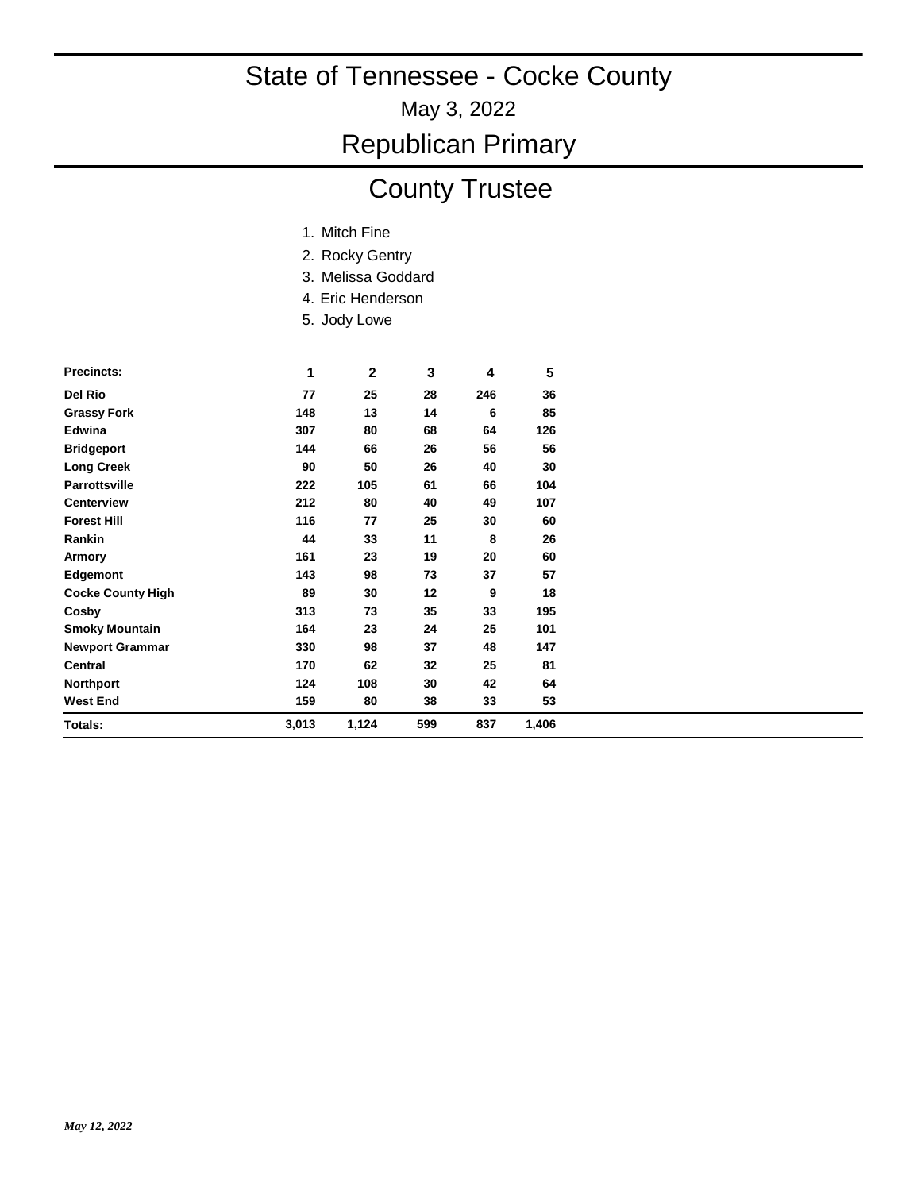# State of Tennessee - Cocke County

May 3, 2022

## Republican Primary

## County Trustee

1. Mitch Fine
2. Rocky Gentry
3. Melissa Goddard
4. Eric Henderson
5. Jody Lowe

| Precincts: | 1 | 2 | 3 | 4 | 5 |
|---|---|---|---|---|---|
| Del Rio | 77 | 25 | 28 | 246 | 36 |
| Grassy Fork | 148 | 13 | 14 | 6 | 85 |
| Edwina | 307 | 80 | 68 | 64 | 126 |
| Bridgeport | 144 | 66 | 26 | 56 | 56 |
| Long Creek | 90 | 50 | 26 | 40 | 30 |
| Parrottsville | 222 | 105 | 61 | 66 | 104 |
| Centerview | 212 | 80 | 40 | 49 | 107 |
| Forest Hill | 116 | 77 | 25 | 30 | 60 |
| Rankin | 44 | 33 | 11 | 8 | 26 |
| Armory | 161 | 23 | 19 | 20 | 60 |
| Edgemont | 143 | 98 | 73 | 37 | 57 |
| Cocke County High | 89 | 30 | 12 | 9 | 18 |
| Cosby | 313 | 73 | 35 | 33 | 195 |
| Smoky Mountain | 164 | 23 | 24 | 25 | 101 |
| Newport Grammar | 330 | 98 | 37 | 48 | 147 |
| Central | 170 | 62 | 32 | 25 | 81 |
| Northport | 124 | 108 | 30 | 42 | 64 |
| West End | 159 | 80 | 38 | 33 | 53 |
| **Totals:** | **3,013** | **1,124** | **599** | **837** | **1,406** |

*May 12, 2022*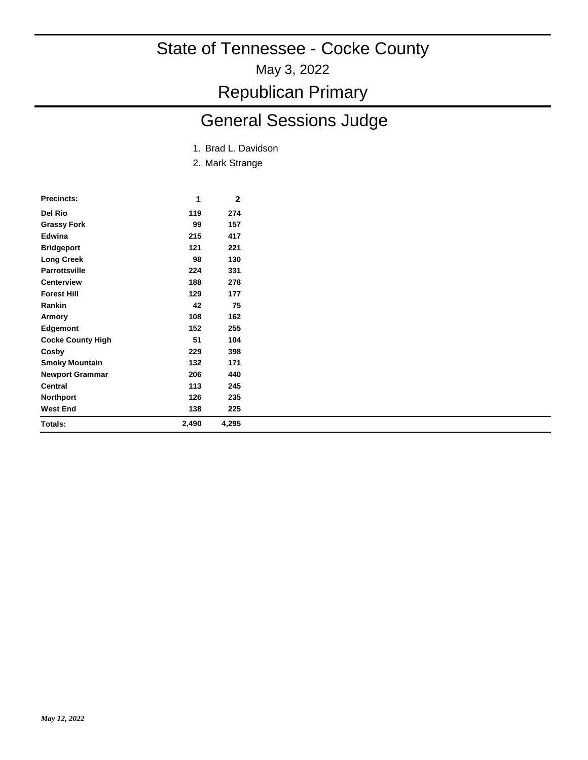# State of Tennessee - Cocke County

May 3, 2022

## Republican Primary

## General Sessions Judge

1. Brad L. Davidson
2. Mark Strange

| Precincts: | 1 | 2 |
|---|---|---|
| Del Rio | 119 | 274 |
| Grassy Fork | 99 | 157 |
| Edwina | 215 | 417 |
| Bridgeport | 121 | 221 |
| Long Creek | 98 | 130 |
| Parrottsville | 224 | 331 |
| Centerview | 188 | 278 |
| Forest Hill | 129 | 177 |
| Rankin | 42 | 75 |
| Armory | 108 | 162 |
| Edgemont | 152 | 255 |
| Cocke County High | 51 | 104 |
| Cosby | 229 | 398 |
| Smoky Mountain | 132 | 171 |
| Newport Grammar | 206 | 440 |
| Central | 113 | 245 |
| Northport | 126 | 235 |
| West End | 138 | 225 |
| **Totals:** | **2,490** | **4,295** |

*May 12, 2022*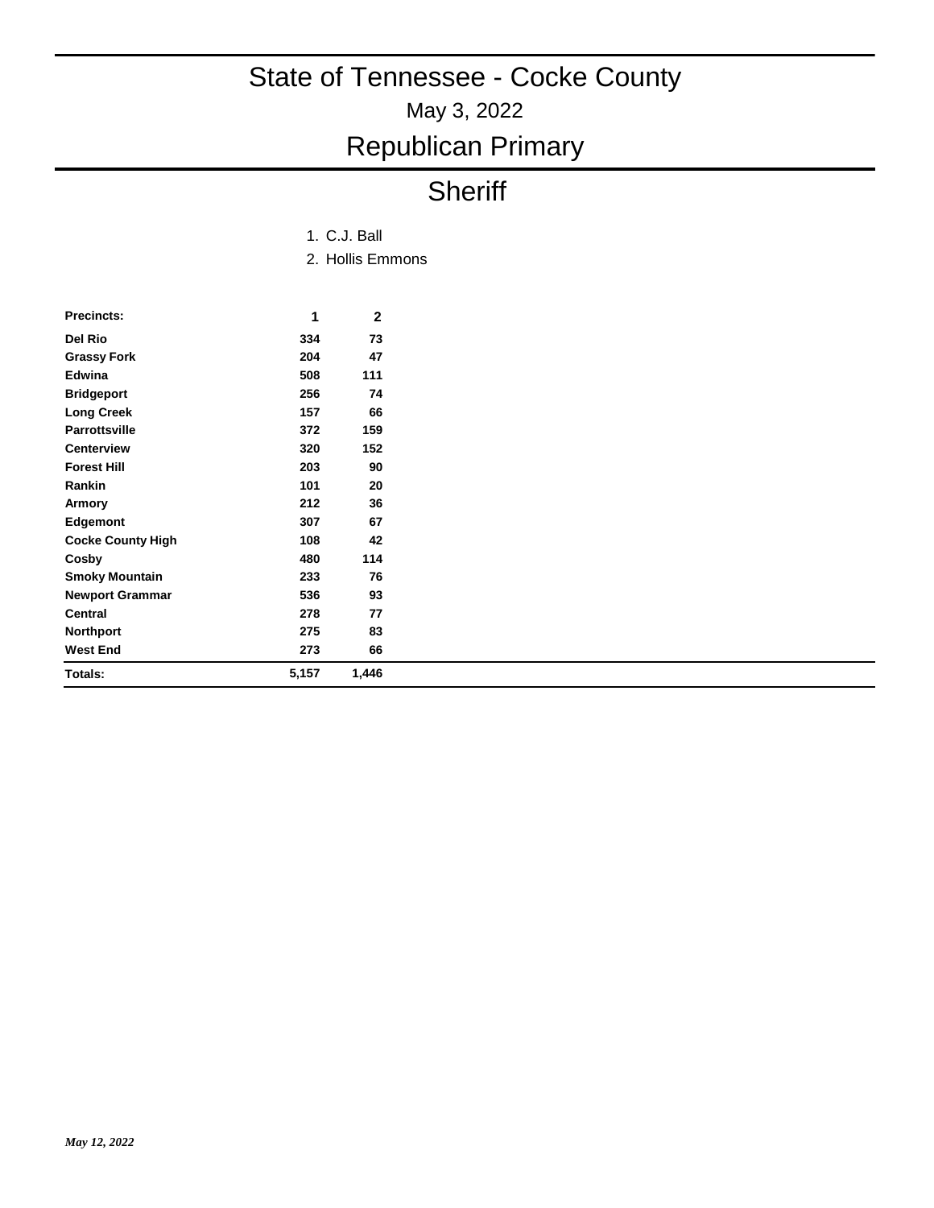# State of Tennessee - Cocke County

May 3, 2022

## Republican Primary

## Sheriff

1. C.J. Ball
2. Hollis Emmons

| Precincts: | 1 | 2 |
|---|---|---|
| Del Rio | 334 | 73 |
| Grassy Fork | 204 | 47 |
| Edwina | 508 | 111 |
| Bridgeport | 256 | 74 |
| Long Creek | 157 | 66 |
| Parrottsville | 372 | 159 |
| Centerview | 320 | 152 |
| Forest Hill | 203 | 90 |
| Rankin | 101 | 20 |
| Armory | 212 | 36 |
| Edgemont | 307 | 67 |
| Cocke County High | 108 | 42 |
| Cosby | 480 | 114 |
| Smoky Mountain | 233 | 76 |
| Newport Grammar | 536 | 93 |
| Central | 278 | 77 |
| Northport | 275 | 83 |
| West End | 273 | 66 |
| Totals: | 5,157 | 1,446 |

*May 12, 2022*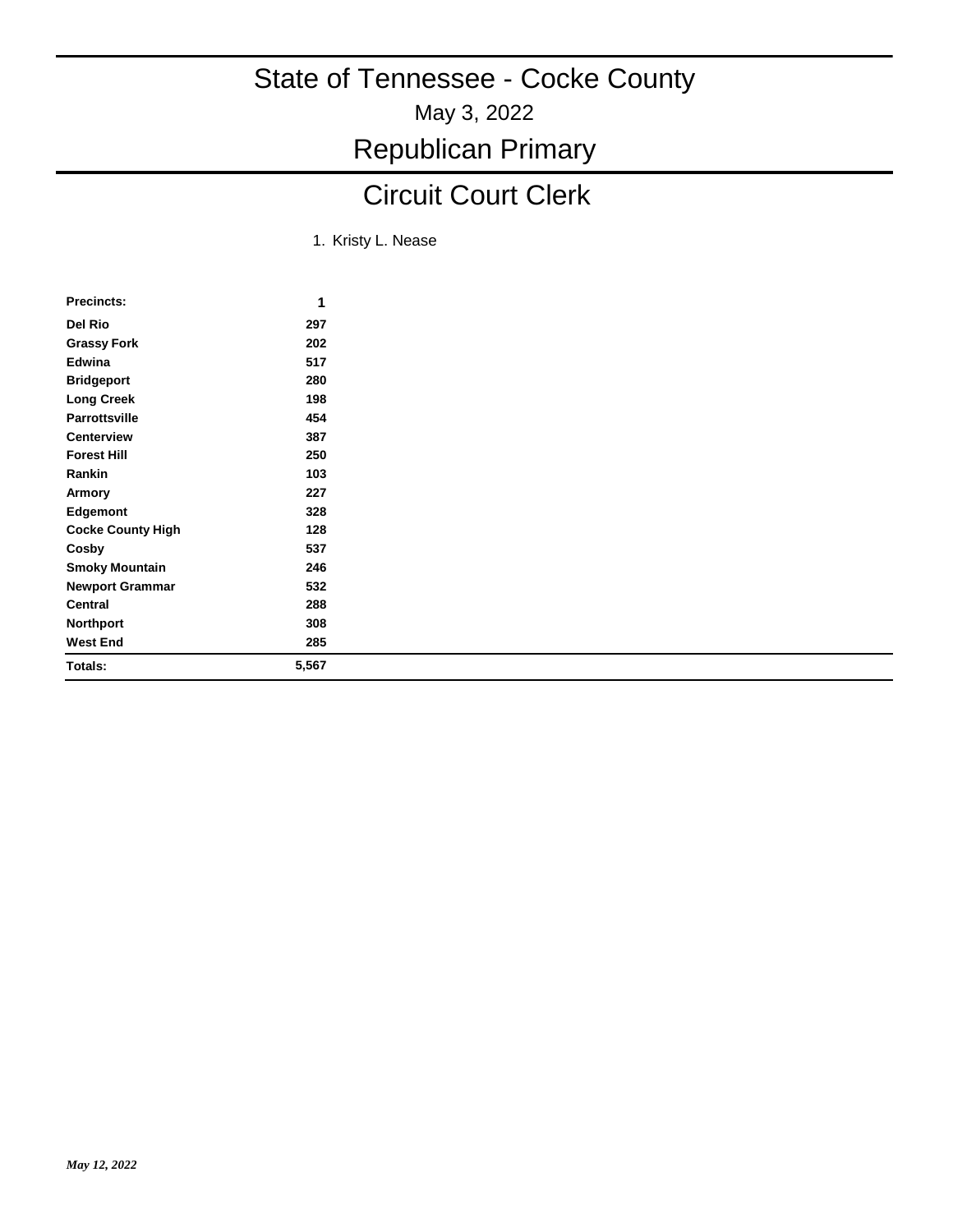# State of Tennessee - Cocke County

May 3, 2022

## Republican Primary

## Circuit Court Clerk

1. Kristy L. Nease

| Precincts: | 1 |
|---|---|
| Del Rio | 297 |
| Grassy Fork | 202 |
| Edwina | 517 |
| Bridgeport | 280 |
| Long Creek | 198 |
| Parrottsville | 454 |
| Centerview | 387 |
| Forest Hill | 250 |
| Rankin | 103 |
| Armory | 227 |
| Edgemont | 328 |
| Cocke County High | 128 |
| Cosby | 537 |
| Smoky Mountain | 246 |
| Newport Grammar | 532 |
| Central | 288 |
| Northport | 308 |
| West End | 285 |
| **Totals:** | **5,567** |

*May 12, 2022*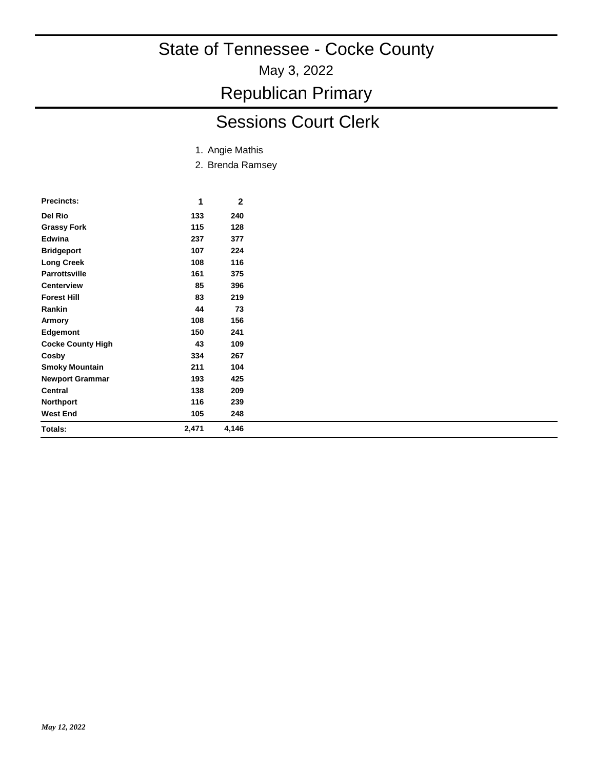# State of Tennessee - Cocke County

May 3, 2022

## Republican Primary

## Sessions Court Clerk

1. Angie Mathis
2. Brenda Ramsey

| Precincts: | 1 | 2 |
|---|---|---|
| Del Rio | 133 | 240 |
| Grassy Fork | 115 | 128 |
| Edwina | 237 | 377 |
| Bridgeport | 107 | 224 |
| Long Creek | 108 | 116 |
| Parrottsville | 161 | 375 |
| Centerview | 85 | 396 |
| Forest Hill | 83 | 219 |
| Rankin | 44 | 73 |
| Armory | 108 | 156 |
| Edgemont | 150 | 241 |
| Cocke County High | 43 | 109 |
| Cosby | 334 | 267 |
| Smoky Mountain | 211 | 104 |
| Newport Grammar | 193 | 425 |
| Central | 138 | 209 |
| Northport | 116 | 239 |
| West End | 105 | 248 |
| **Totals:** | **2,471** | **4,146** |

*May 12, 2022*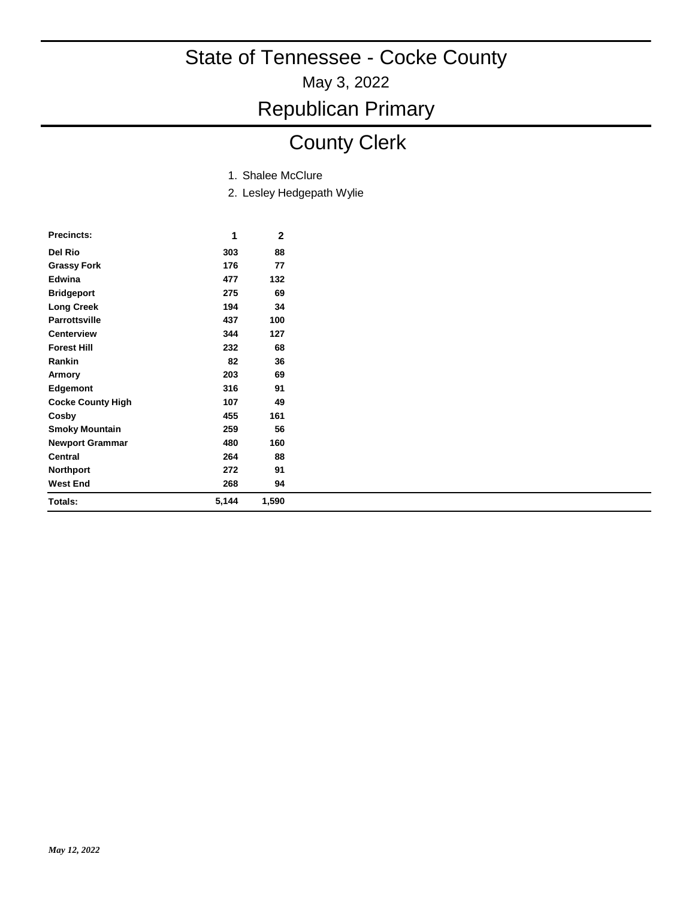# State of Tennessee - Cocke County

May 3, 2022

## Republican Primary

## County Clerk

1. Shalee McClure
2. Lesley Hedgepath Wylie

| Precincts: | 1 | 2 |
|---|---|---|
| Del Rio | 303 | 88 |
| Grassy Fork | 176 | 77 |
| Edwina | 477 | 132 |
| Bridgeport | 275 | 69 |
| Long Creek | 194 | 34 |
| Parrottsville | 437 | 100 |
| Centerview | 344 | 127 |
| Forest Hill | 232 | 68 |
| Rankin | 82 | 36 |
| Armory | 203 | 69 |
| Edgemont | 316 | 91 |
| Cocke County High | 107 | 49 |
| Cosby | 455 | 161 |
| Smoky Mountain | 259 | 56 |
| Newport Grammar | 480 | 160 |
| Central | 264 | 88 |
| Northport | 272 | 91 |
| West End | 268 | 94 |
| **Totals:** | **5,144** | **1,590** |

*May 12, 2022*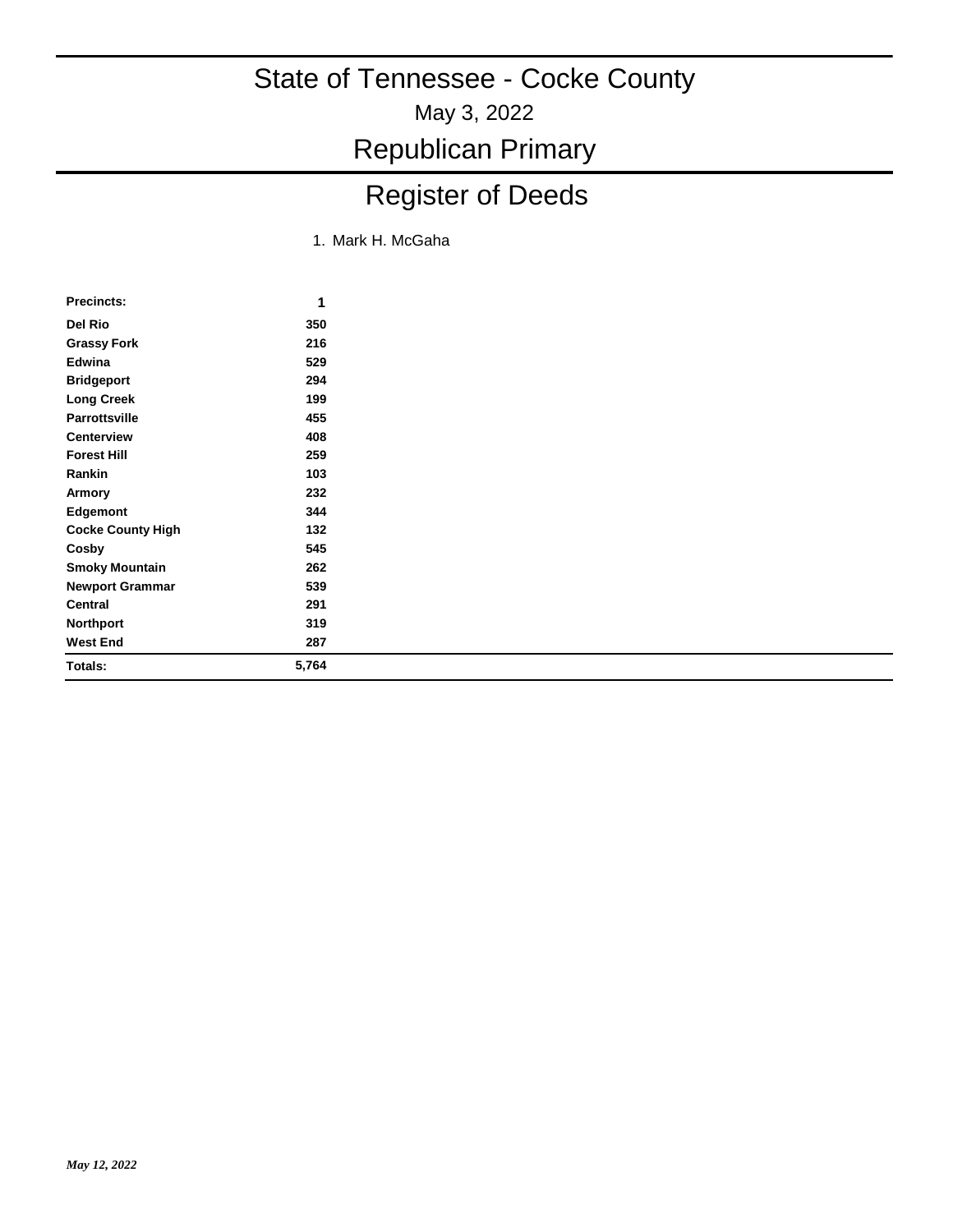# State of Tennessee - Cocke County

May 3, 2022

## Republican Primary

## Register of Deeds

1. Mark H. McGaha

| Precincts: | 1 |
|---|---|
| Del Rio | 350 |
| Grassy Fork | 216 |
| Edwina | 529 |
| Bridgeport | 294 |
| Long Creek | 199 |
| Parrottsville | 455 |
| Centerview | 408 |
| Forest Hill | 259 |
| Rankin | 103 |
| Armory | 232 |
| Edgemont | 344 |
| Cocke County High | 132 |
| Cosby | 545 |
| Smoky Mountain | 262 |
| Newport Grammar | 539 |
| Central | 291 |
| Northport | 319 |
| West End | 287 |
| Totals: | 5,764 |

*May 12, 2022*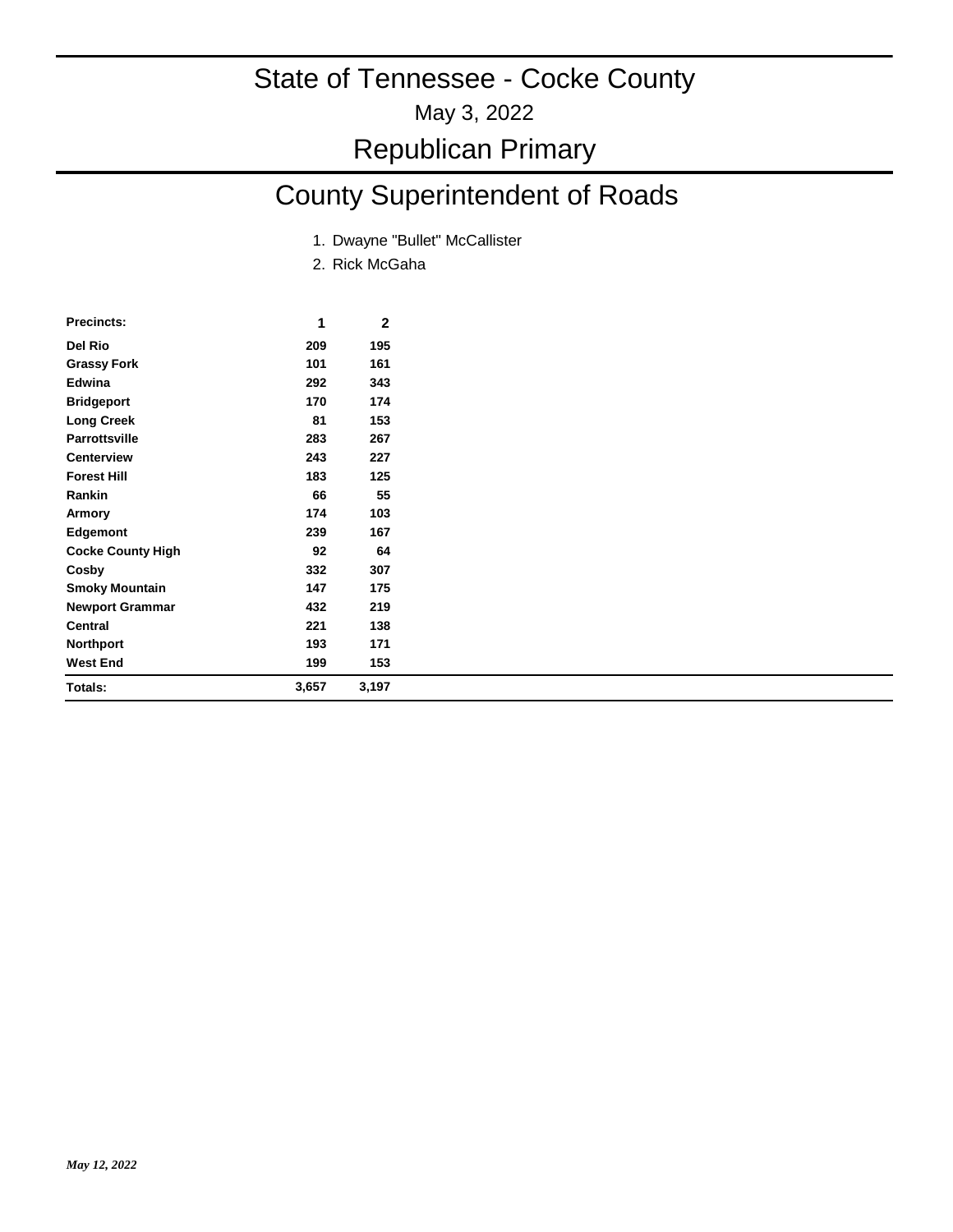# State of Tennessee - Cocke County

May 3, 2022

## Republican Primary

## County Superintendent of Roads

1. Dwayne "Bullet" McCallister
2. Rick McGaha

| Precincts: | 1 | 2 |
|---|---|---|
| Del Rio | 209 | 195 |
| Grassy Fork | 101 | 161 |
| Edwina | 292 | 343 |
| Bridgeport | 170 | 174 |
| Long Creek | 81 | 153 |
| Parrottsville | 283 | 267 |
| Centerview | 243 | 227 |
| Forest Hill | 183 | 125 |
| Rankin | 66 | 55 |
| Armory | 174 | 103 |
| Edgemont | 239 | 167 |
| Cocke County High | 92 | 64 |
| Cosby | 332 | 307 |
| Smoky Mountain | 147 | 175 |
| Newport Grammar | 432 | 219 |
| Central | 221 | 138 |
| Northport | 193 | 171 |
| West End | 199 | 153 |
| **Totals:** | **3,657** | **3,197** |

*May 12, 2022*